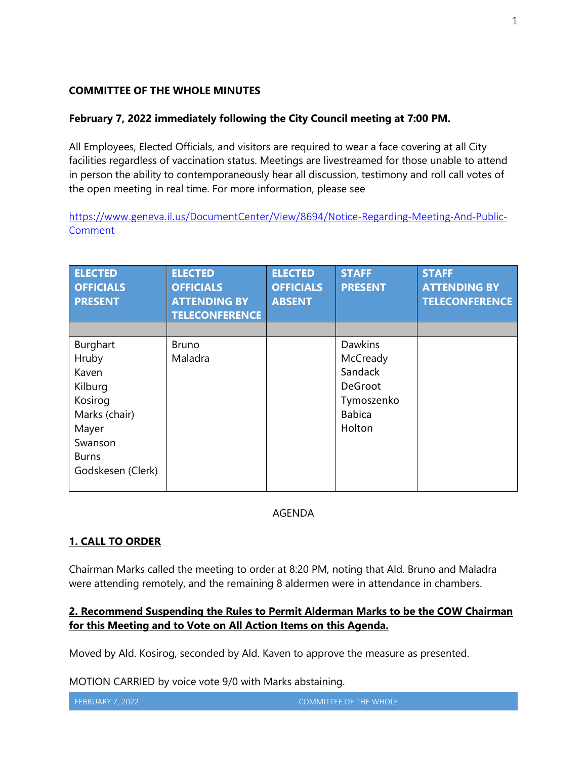**COMMITTEE OF THE WHOLE MINUTES**

**February 7, 2022 immediately following the City Council meeting at 7:00 PM.**

All Employees, Elected Officials, and visitors are required to wear a face covering at all City facilities regardless of vaccination status. Meetings are livestreamed for those unable to attend in person the ability to contemporaneously hear all discussion, testimony and roll call votes of the open meeting in real time. For more information, please see

https://www.geneva.il.us/DocumentCenter/View/8694/Notice-Regarding-Meeting-And-Public-Comment

| ELECTED OFFICIALS PRESENT | ELECTED OFFICIALS ATTENDING BY TELECONFERENCE | ELECTED OFFICIALS ABSENT | STAFF PRESENT | STAFF ATTENDING BY TELECONFERENCE |
|---|---|---|---|---|
| | | | | |
| Burghart<br>Hruby<br>Kaven<br>Kilburg<br>Kosirog<br>Marks (chair)<br>Mayer<br>Swanson<br>Burns<br>Godskesen (Clerk) | Bruno<br>Maladra | | Dawkins<br>McCready<br>Sandack<br>DeGroot<br>Tymoszenko<br>Babica<br>Holton | |

AGENDA

**1. CALL TO ORDER**

Chairman Marks called the meeting to order at 8:20 PM, noting that Ald. Bruno and Maladra were attending remotely, and the remaining 8 aldermen were in attendance in chambers.

**2. Recommend Suspending the Rules to Permit Alderman Marks to be the COW Chairman for this Meeting and to Vote on All Action Items on this Agenda.**

Moved by Ald. Kosirog, seconded by Ald. Kaven to approve the measure as presented.

MOTION CARRIED by voice vote 9/0 with Marks abstaining.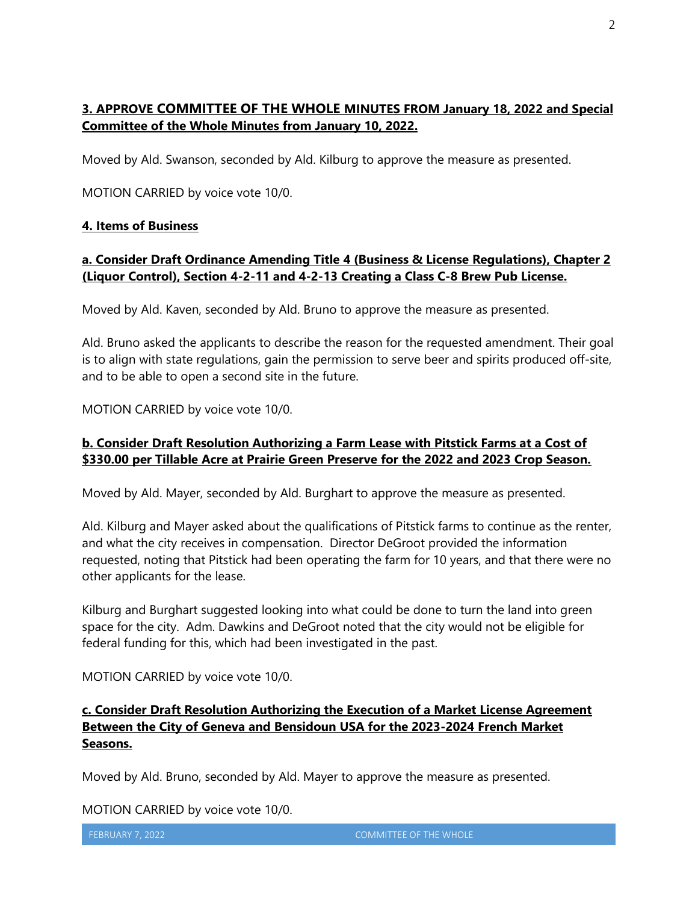## 3. APPROVE COMMITTEE OF THE WHOLE MINUTES FROM January 18, 2022 and Special Committee of the Whole Minutes from January 10, 2022.

Moved by Ald. Swanson, seconded by Ald. Kilburg to approve the measure as presented.

MOTION CARRIED by voice vote 10/0.

## 4. Items of Business

### a. Consider Draft Ordinance Amending Title 4 (Business & License Regulations), Chapter 2 (Liquor Control), Section 4-2-11 and 4-2-13 Creating a Class C-8 Brew Pub License.

Moved by Ald. Kaven, seconded by Ald. Bruno to approve the measure as presented.

Ald. Bruno asked the applicants to describe the reason for the requested amendment. Their goal is to align with state regulations, gain the permission to serve beer and spirits produced off-site, and to be able to open a second site in the future.

MOTION CARRIED by voice vote 10/0.

### b. Consider Draft Resolution Authorizing a Farm Lease with Pitstick Farms at a Cost of $330.00 per Tillable Acre at Prairie Green Preserve for the 2022 and 2023 Crop Season.

Moved by Ald. Mayer, seconded by Ald. Burghart to approve the measure as presented.

Ald. Kilburg and Mayer asked about the qualifications of Pitstick farms to continue as the renter, and what the city receives in compensation. Director DeGroot provided the information requested, noting that Pitstick had been operating the farm for 10 years, and that there were no other applicants for the lease.

Kilburg and Burghart suggested looking into what could be done to turn the land into green space for the city. Adm. Dawkins and DeGroot noted that the city would not be eligible for federal funding for this, which had been investigated in the past.

MOTION CARRIED by voice vote 10/0.

### c. Consider Draft Resolution Authorizing the Execution of a Market License Agreement Between the City of Geneva and Bensidoun USA for the 2023-2024 French Market Seasons.

Moved by Ald. Bruno, seconded by Ald. Mayer to approve the measure as presented.

MOTION CARRIED by voice vote 10/0.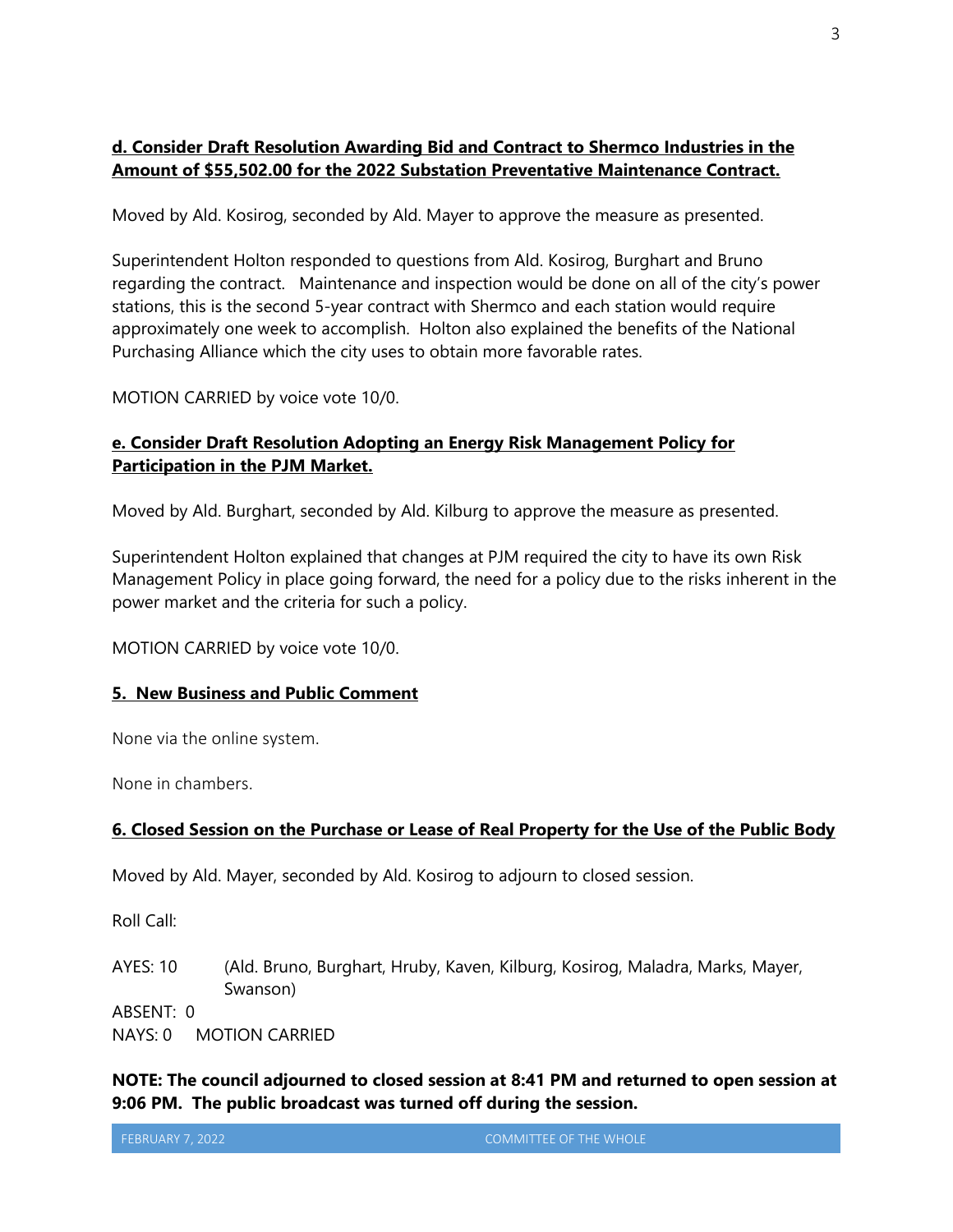**d. Consider Draft Resolution Awarding Bid and Contract to Shermco Industries in the Amount of $55,502.00 for the 2022 Substation Preventative Maintenance Contract.**

Moved by Ald. Kosirog, seconded by Ald. Mayer to approve the measure as presented.

Superintendent Holton responded to questions from Ald. Kosirog, Burghart and Bruno regarding the contract. Maintenance and inspection would be done on all of the city's power stations, this is the second 5-year contract with Shermco and each station would require approximately one week to accomplish. Holton also explained the benefits of the National Purchasing Alliance which the city uses to obtain more favorable rates.

MOTION CARRIED by voice vote 10/0.

**e. Consider Draft Resolution Adopting an Energy Risk Management Policy for Participation in the PJM Market.**

Moved by Ald. Burghart, seconded by Ald. Kilburg to approve the measure as presented.

Superintendent Holton explained that changes at PJM required the city to have its own Risk Management Policy in place going forward, the need for a policy due to the risks inherent in the power market and the criteria for such a policy.

MOTION CARRIED by voice vote 10/0.

**5. New Business and Public Comment**

None via the online system.

None in chambers.

**6. Closed Session on the Purchase or Lease of Real Property for the Use of the Public Body**

Moved by Ald. Mayer, seconded by Ald. Kosirog to adjourn to closed session.

Roll Call:

AYES: 10 (Ald. Bruno, Burghart, Hruby, Kaven, Kilburg, Kosirog, Maladra, Marks, Mayer, Swanson)
ABSENT: 0
NAYS: 0 MOTION CARRIED

**NOTE: The council adjourned to closed session at 8:41 PM and returned to open session at 9:06 PM. The public broadcast was turned off during the session.**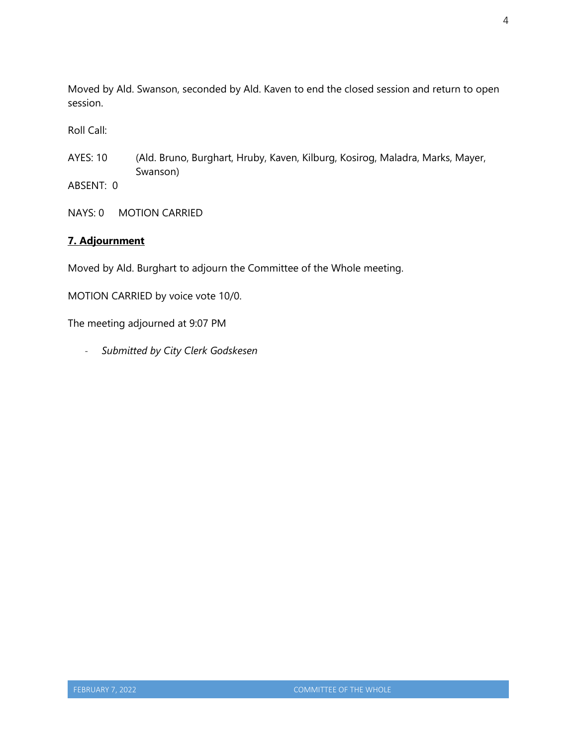Moved by Ald. Swanson, seconded by Ald. Kaven to end the closed session and return to open session.

Roll Call:

AYES: 10 (Ald. Bruno, Burghart, Hruby, Kaven, Kilburg, Kosirog, Maladra, Marks, Mayer, Swanson)

ABSENT: 0

NAYS: 0 MOTION CARRIED

**7. Adjournment**

Moved by Ald. Burghart to adjourn the Committee of the Whole meeting.

MOTION CARRIED by voice vote 10/0.

The meeting adjourned at 9:07 PM

- *Submitted by City Clerk Godskesen*